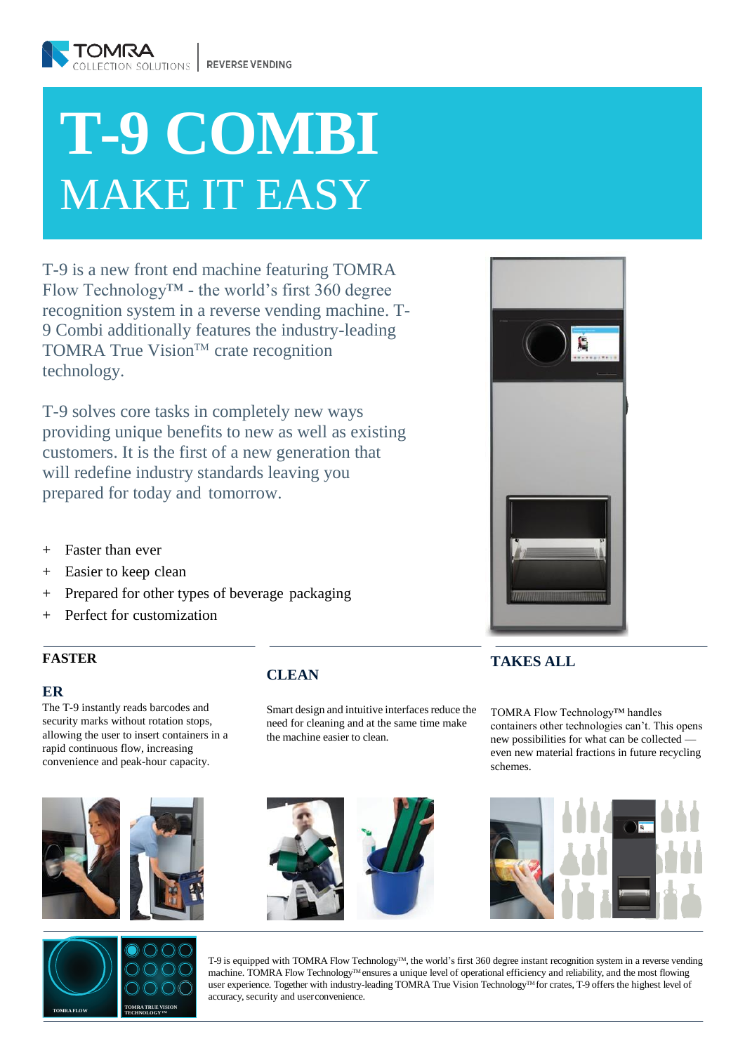TOMRA COLLECTION SOLUTIONS | REVERSE VENDING

# T-9 COMBI
## MAKE IT EASY

T-9 is a new front end machine featuring TOMRA Flow Technology™ - the world's first 360 degree recognition system in a reverse vending machine. T-9 Combi additionally features the industry-leading TOMRA True Vision™ crate recognition technology.

T-9 solves core tasks in completely new ways providing unique benefits to new as well as existing customers. It is the first of a new generation that will redefine industry standards leaving you prepared for today and tomorrow.

+ Faster than ever
+ Easier to keep clean
+ Prepared for other types of beverage packaging
+ Perfect for customization

### FASTER

### ER

The T-9 instantly reads barcodes and security marks without rotation stops, allowing the user to insert containers in a rapid continuous flow, increasing convenience and peak-hour capacity.

### CLEAN

Smart design and intuitive interfaces reduce the need for cleaning and at the same time make the machine easier to clean.

### TAKES ALL

TOMRA Flow Technology™ handles containers other technologies can't. This opens new possibilities for what can be collected — even new material fractions in future recycling schemes.

TOMRA FLOW

TOMRA TRUE VISION TECHNOLOGY™

T-9 is equipped with TOMRA Flow Technology™, the world's first 360 degree instant recognition system in a reverse vending machine. TOMRA Flow Technology™ ensures a unique level of operational efficiency and reliability, and the most flowing user experience. Together with industry-leading TOMRA True Vision Technology™ for crates, T-9 offers the highest level of accuracy, security and user convenience.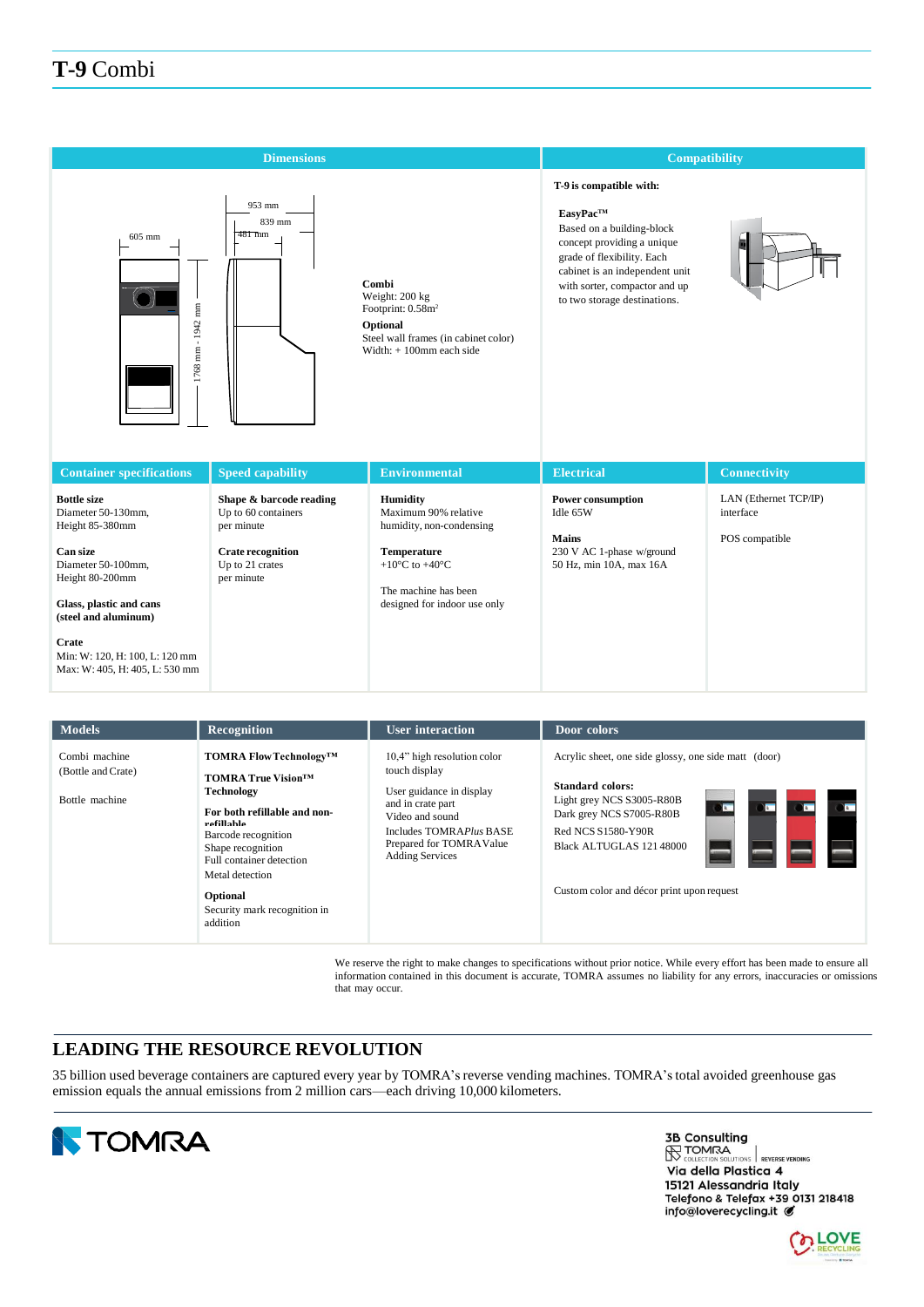# T-9 Combi

## Dimensions

953 mm
839 mm
481 mm
605 mm
1768 mm - 1942 mm

**Combi**
Weight: 200 kg
Footprint: 0.58m²

**Optional**
Steel wall frames (in cabinet color)
Width: + 100mm each side

## Compatibility

**T-9 is compatible with:**

**EasyPac™**
Based on a building-block concept providing a unique grade of flexibility. Each cabinet is an independent unit with sorter, compactor and up to two storage destinations.

| Container specifications | Speed capability | Environmental | Electrical | Connectivity |
|---|---|---|---|---|
| **Bottle size**<br>Diameter 50-130mm,<br>Height 85-380mm<br><br>**Can size**<br>Diameter 50-100mm,<br>Height 80-200mm<br><br>**Glass, plastic and cans (steel and aluminum)**<br><br>**Crate**<br>Min: W: 120, H: 100, L: 120 mm<br>Max: W: 405, H: 405, L: 530 mm | **Shape & barcode reading**<br>Up to 60 containers per minute<br><br>**Crate recognition**<br>Up to 21 crates per minute | **Humidity**<br>Maximum 90% relative humidity, non-condensing<br><br>**Temperature**<br>+10°C to +40°C<br><br>The machine has been designed for indoor use only | **Power consumption**<br>Idle 65W<br><br>**Mains**<br>230 V AC 1-phase w/ground<br>50 Hz, min 10A, max 16A | LAN (Ethernet TCP/IP) interface<br><br>POS compatible |

| Models | Recognition | User interaction | Door colors |
|---|---|---|---|
| Combi machine (Bottle and Crate)<br><br>Bottle machine | **TOMRA FlowTechnology™**<br><br>**TOMRA True Vision™ Technology**<br><br>**For both refillable and non-refillable**<br>Barcode recognition<br>Shape recognition<br>Full container detection<br>Metal detection<br><br>**Optional**<br>Security mark recognition in addition | 10,4" high resolution color touch display<br><br>User guidance in display and in crate part<br>Video and sound<br>Includes TOMRA*Plus* BASE<br>Prepared for TOMRA Value Adding Services | Acrylic sheet, one side glossy, one side matt (door)<br><br>**Standard colors:**<br>Light grey NCS S3005-R80B<br>Dark grey NCS S7005-R80B<br>Red NCS S1580-Y90R<br>Black ALTUGLAS 121 48000<br><br>Custom color and décor print upon request |

We reserve the right to make changes to specifications without prior notice. While every effort has been made to ensure all information contained in this document is accurate, TOMRA assumes no liability for any errors, inaccuracies or omissions that may occur.

## LEADING THE RESOURCE REVOLUTION

35 billion used beverage containers are captured every year by TOMRA's reverse vending machines. TOMRA's total avoided greenhouse gas emission equals the annual emissions from 2 million cars—each driving 10,000 kilometers.

TOMRA

3B Consulting
TOMRA COLLECTION SOLUTIONS | REVERSE VENDING
Via della Plastica 4
15121 Alessandria Italy
Telefono & Telefax +39 0131 218418
info@loverecycling.it

LOVE RECYCLING